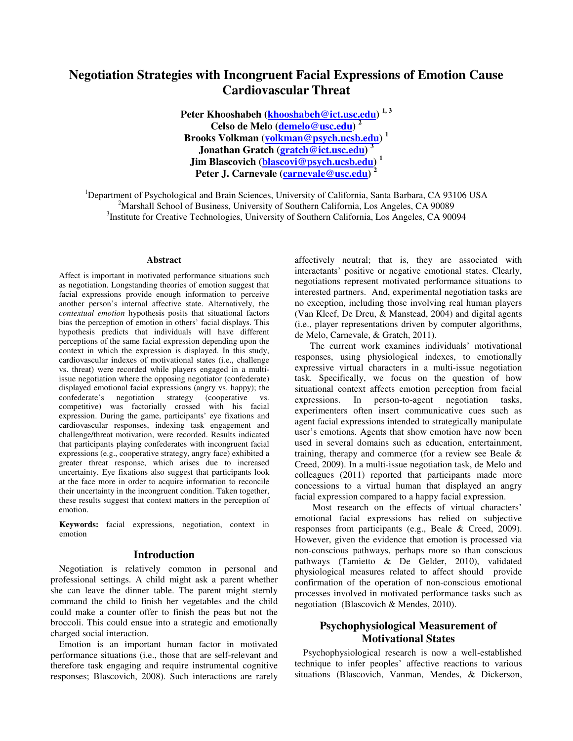# Negotiation Strategies with Incongruent Facial Expressions of Emotion Cause Cardiovascular Threat

**Peter Khooshabeh (khooshabeh@ict.usc.edu) [1, 3]**
**Celso de Melo (demelo@usc.edu) [2]**
**Brooks Volkman (volkman@psych.ucsb.edu) [1]**
**Jonathan Gratch (gratch@ict.usc.edu) [3]**
**Jim Blascovich (blascovi@psych.ucsb.edu) [1]**
**Peter J. Carnevale (carnevale@usc.edu) [2]**

[1]Department of Psychological and Brain Sciences, University of California, Santa Barbara, CA 93106 USA
[2]Marshall School of Business, University of Southern California, Los Angeles, CA 90089
[3]Institute for Creative Technologies, University of Southern California, Los Angeles, CA 90094

## Abstract

Affect is important in motivated performance situations such as negotiation. Longstanding theories of emotion suggest that facial expressions provide enough information to perceive another person's internal affective state. Alternatively, the *contextual emotion* hypothesis posits that situational factors bias the perception of emotion in others' facial displays. This hypothesis predicts that individuals will have different perceptions of the same facial expression depending upon the context in which the expression is displayed. In this study, cardiovascular indexes of motivational states (i.e., challenge vs. threat) were recorded while players engaged in a multi-issue negotiation where the opposing negotiator (confederate) displayed emotional facial expressions (angry vs. happy); the confederate's negotiation strategy (cooperative vs. competitive) was factorially crossed with his facial expression. During the game, participants' eye fixations and cardiovascular responses, indexing task engagement and challenge/threat motivation, were recorded. Results indicated that participants playing confederates with incongruent facial expressions (e.g., cooperative strategy, angry face) exhibited a greater threat response, which arises due to increased uncertainty. Eye fixations also suggest that participants look at the face more in order to acquire information to reconcile their uncertainty in the incongruent condition. Taken together, these results suggest that context matters in the perception of emotion.

**Keywords:** facial expressions, negotiation, context in emotion

## Introduction

Negotiation is relatively common in personal and professional settings. A child might ask a parent whether she can leave the dinner table. The parent might sternly command the child to finish her vegetables and the child could make a counter offer to finish the peas but not the broccoli. This could ensue into a strategic and emotionally charged social interaction.

Emotion is an important human factor in motivated performance situations (i.e., those that are self-relevant and therefore task engaging and require instrumental cognitive responses; Blascovich, 2008). Such interactions are rarely affectively neutral; that is, they are associated with interactants' positive or negative emotional states. Clearly, negotiations represent motivated performance situations to interested partners. And, experimental negotiation tasks are no exception, including those involving real human players (Van Kleef, De Dreu, & Manstead, 2004) and digital agents (i.e., player representations driven by computer algorithms, de Melo, Carnevale, & Gratch, 2011).

The current work examines individuals' motivational responses, using physiological indexes, to emotionally expressive virtual characters in a multi-issue negotiation task. Specifically, we focus on the question of how situational context affects emotion perception from facial expressions. In person-to-agent negotiation tasks, experimenters often insert communicative cues such as agent facial expressions intended to strategically manipulate user's emotions. Agents that show emotion have now been used in several domains such as education, entertainment, training, therapy and commerce (for a review see Beale & Creed, 2009). In a multi-issue negotiation task, de Melo and colleagues (2011) reported that participants made more concessions to a virtual human that displayed an angry facial expression compared to a happy facial expression.

Most research on the effects of virtual characters' emotional facial expressions has relied on subjective responses from participants (e.g., Beale & Creed, 2009). However, given the evidence that emotion is processed via non-conscious pathways, perhaps more so than conscious pathways (Tamietto & De Gelder, 2010), validated physiological measures related to affect should provide confirmation of the operation of non-conscious emotional processes involved in motivated performance tasks such as negotiation (Blascovich & Mendes, 2010).

## Psychophysiological Measurement of Motivational States

Psychophysiological research is now a well-established technique to infer peoples' affective reactions to various situations (Blascovich, Vanman, Mendes, & Dickerson,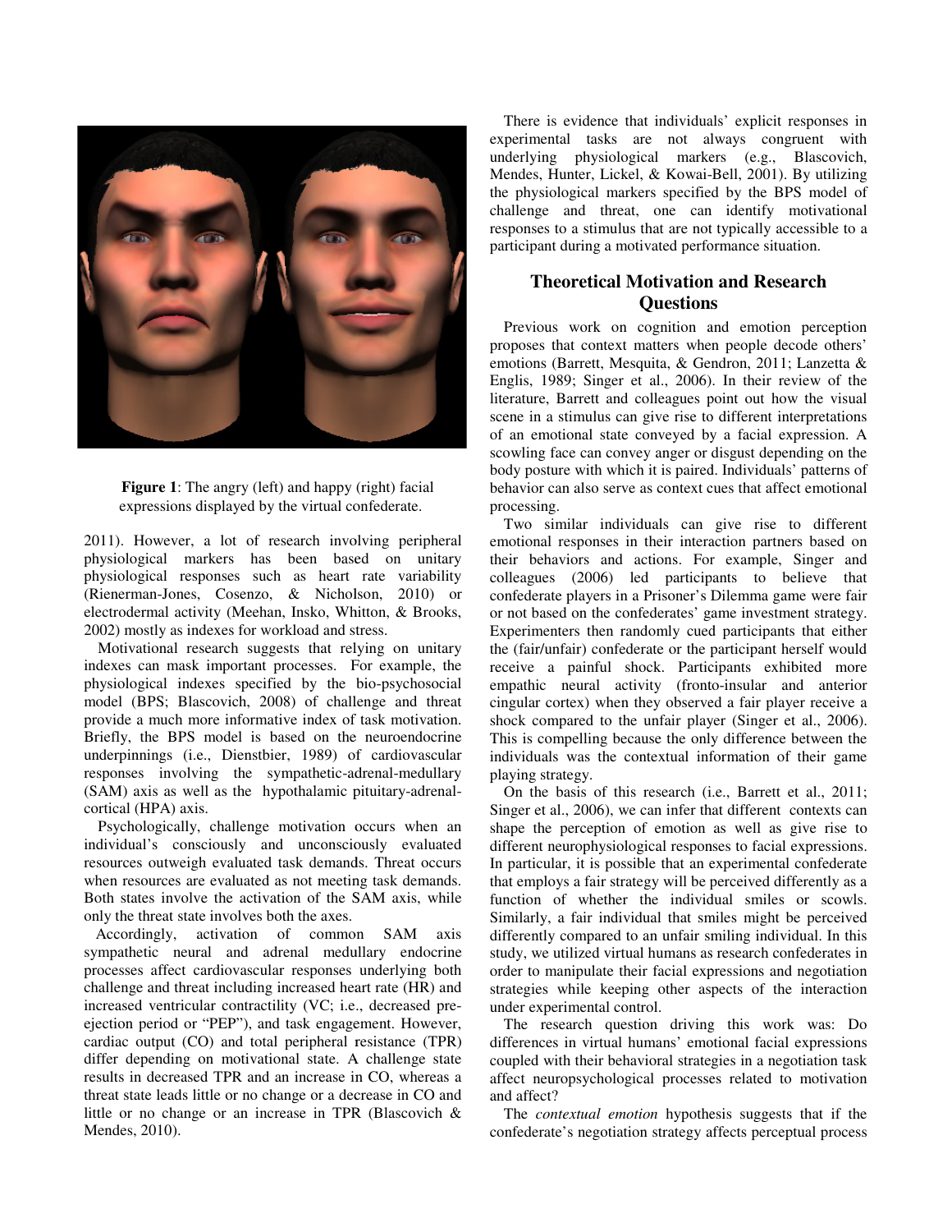**Figure 1**: The angry (left) and happy (right) facial expressions displayed by the virtual confederate.

2011). However, a lot of research involving peripheral physiological markers has been based on unitary physiological responses such as heart rate variability (Rienerman-Jones, Cosenzo, & Nicholson, 2010) or electrodermal activity (Meehan, Insko, Whitton, & Brooks, 2002) mostly as indexes for workload and stress.

Motivational research suggests that relying on unitary indexes can mask important processes. For example, the physiological indexes specified by the bio-psychosocial model (BPS; Blascovich, 2008) of challenge and threat provide a much more informative index of task motivation. Briefly, the BPS model is based on the neuroendocrine underpinnings (i.e., Dienstbier, 1989) of cardiovascular responses involving the sympathetic-adrenal-medullary (SAM) axis as well as the hypothalamic pituitary-adrenal-cortical (HPA) axis.

Psychologically, challenge motivation occurs when an individual's consciously and unconsciously evaluated resources outweigh evaluated task demands. Threat occurs when resources are evaluated as not meeting task demands. Both states involve the activation of the SAM axis, while only the threat state involves both the axes.

Accordingly, activation of common SAM axis sympathetic neural and adrenal medullary endocrine processes affect cardiovascular responses underlying both challenge and threat including increased heart rate (HR) and increased ventricular contractility (VC; i.e., decreased pre-ejection period or "PEP"), and task engagement. However, cardiac output (CO) and total peripheral resistance (TPR) differ depending on motivational state. A challenge state results in decreased TPR and an increase in CO, whereas a threat state leads little or no change or a decrease in CO and little or no change or an increase in TPR (Blascovich & Mendes, 2010).

There is evidence that individuals' explicit responses in experimental tasks are not always congruent with underlying physiological markers (e.g., Blascovich, Mendes, Hunter, Lickel, & Kowai-Bell, 2001). By utilizing the physiological markers specified by the BPS model of challenge and threat, one can identify motivational responses to a stimulus that are not typically accessible to a participant during a motivated performance situation.

## Theoretical Motivation and Research Questions

Previous work on cognition and emotion perception proposes that context matters when people decode others' emotions (Barrett, Mesquita, & Gendron, 2011; Lanzetta & Englis, 1989; Singer et al., 2006). In their review of the literature, Barrett and colleagues point out how the visual scene in a stimulus can give rise to different interpretations of an emotional state conveyed by a facial expression. A scowling face can convey anger or disgust depending on the body posture with which it is paired. Individuals' patterns of behavior can also serve as context cues that affect emotional processing.

Two similar individuals can give rise to different emotional responses in their interaction partners based on their behaviors and actions. For example, Singer and colleagues (2006) led participants to believe that confederate players in a Prisoner's Dilemma game were fair or not based on the confederates' game investment strategy. Experimenters then randomly cued participants that either the (fair/unfair) confederate or the participant herself would receive a painful shock. Participants exhibited more empathic neural activity (fronto-insular and anterior cingular cortex) when they observed a fair player receive a shock compared to the unfair player (Singer et al., 2006). This is compelling because the only difference between the individuals was the contextual information of their game playing strategy.

On the basis of this research (i.e., Barrett et al., 2011; Singer et al., 2006), we can infer that different contexts can shape the perception of emotion as well as give rise to different neurophysiological responses to facial expressions. In particular, it is possible that an experimental confederate that employs a fair strategy will be perceived differently as a function of whether the individual smiles or scowls. Similarly, a fair individual that smiles might be perceived differently compared to an unfair smiling individual. In this study, we utilized virtual humans as research confederates in order to manipulate their facial expressions and negotiation strategies while keeping other aspects of the interaction under experimental control.

The research question driving this work was: Do differences in virtual humans' emotional facial expressions coupled with their behavioral strategies in a negotiation task affect neuropsychological processes related to motivation and affect?

The *contextual emotion* hypothesis suggests that if the confederate's negotiation strategy affects perceptual process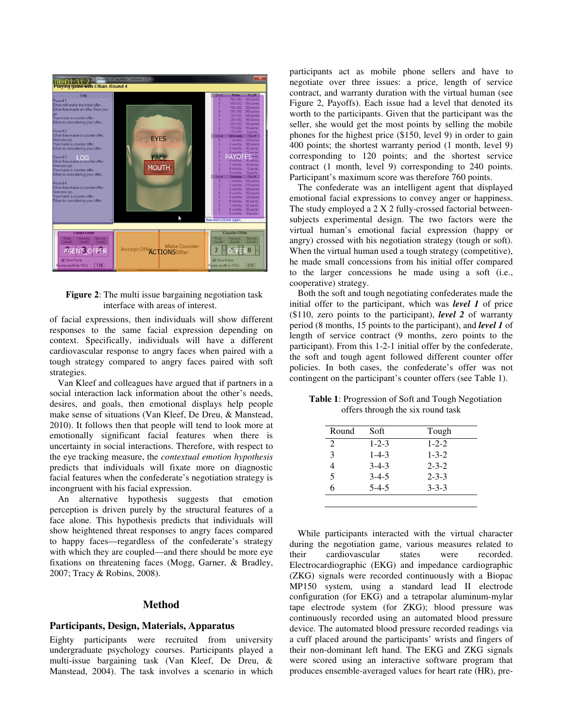**Figure 2**: The multi issue bargaining negotiation task interface with areas of interest.

of facial expressions, then individuals will show different responses to the same facial expression depending on context. Specifically, individuals will have a different cardiovascular response to angry faces when paired with a tough strategy compared to angry faces paired with soft strategies.

Van Kleef and colleagues have argued that if partners in a social interaction lack information about the other's needs, desires, and goals, then emotional displays help people make sense of situations (Van Kleef, De Dreu, & Manstead, 2010). It follows then that people will tend to look more at emotionally significant facial features when there is uncertainty in social interactions. Therefore, with respect to the eye tracking measure, the *contextual emotion hypothesis* predicts that individuals will fixate more on diagnostic facial features when the confederate's negotiation strategy is incongruent with his facial expression.

An alternative hypothesis suggests that emotion perception is driven purely by the structural features of a face alone. This hypothesis predicts that individuals will show heightened threat responses to angry faces compared to happy faces—regardless of the confederate's strategy with which they are coupled—and there should be more eye fixations on threatening faces (Mogg, Garner, & Bradley, 2007; Tracy & Robins, 2008).

## Method

### Participants, Design, Materials, Apparatus

Eighty participants were recruited from university undergraduate psychology courses. Participants played a multi-issue bargaining task (Van Kleef, De Dreu, & Manstead, 2004). The task involves a scenario in which participants act as mobile phone sellers and have to negotiate over three issues: a price, length of service contract, and warranty duration with the virtual human (see Figure 2, Payoffs). Each issue had a level that denoted its worth to the participants. Given that the participant was the seller, she would get the most points by selling the mobile phones for the highest price ($150, level 9) in order to gain 400 points; the shortest warranty period (1 month, level 9) corresponding to 120 points; and the shortest service contract (1 month, level 9) corresponding to 240 points. Participant's maximum score was therefore 760 points.

The confederate was an intelligent agent that displayed emotional facial expressions to convey anger or happiness. The study employed a 2 X 2 fully-crossed factorial between-subjects experimental design. The two factors were the virtual human's emotional facial expression (happy or angry) crossed with his negotiation strategy (tough or soft). When the virtual human used a tough strategy (competitive), he made small concessions from his initial offer compared to the larger concessions he made using a soft (i.e., cooperative) strategy.

Both the soft and tough negotiating confederates made the initial offer to the participant, which was ***level 1*** of price ($110, zero points to the participant), ***level 2*** of warranty period (8 months, 15 points to the participant), and ***level 1*** of length of service contract (9 months, zero points to the participant). From this 1-2-1 initial offer by the confederate, the soft and tough agent followed different counter offer policies. In both cases, the confederate's offer was not contingent on the participant's counter offers (see Table 1).

**Table 1**: Progression of Soft and Tough Negotiation offers through the six round task

| Round | Soft | Tough |
|---|---|---|
| 2 | 1-2-3 | 1-2-2 |
| 3 | 1-4-3 | 1-3-2 |
| 4 | 3-4-3 | 2-3-2 |
| 5 | 3-4-5 | 2-3-3 |
| 6 | 5-4-5 | 3-3-3 |

While participants interacted with the virtual character during the negotiation game, various measures related to their cardiovascular states were recorded. Electrocardiographic (EKG) and impedance cardiographic (ZKG) signals were recorded continuously with a Biopac MP150 system, using a standard lead II electrode configuration (for EKG) and a tetrapolar aluminum-mylar tape electrode system (for ZKG); blood pressure was continuously recorded using an automated blood pressure device. The automated blood pressure recorded readings via a cuff placed around the participants' wrists and fingers of their non-dominant left hand. The EKG and ZKG signals were scored using an interactive software program that produces ensemble-averaged values for heart rate (HR), pre-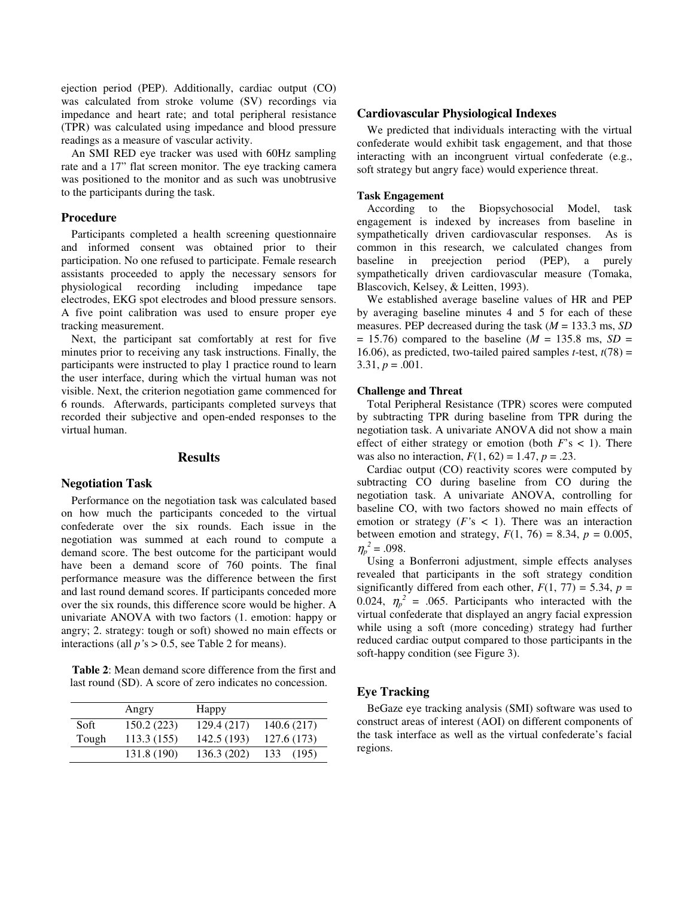ejection period (PEP). Additionally, cardiac output (CO) was calculated from stroke volume (SV) recordings via impedance and heart rate; and total peripheral resistance (TPR) was calculated using impedance and blood pressure readings as a measure of vascular activity.

An SMI RED eye tracker was used with 60Hz sampling rate and a 17" flat screen monitor. The eye tracking camera was positioned to the monitor and as such was unobtrusive to the participants during the task.

## Procedure

Participants completed a health screening questionnaire and informed consent was obtained prior to their participation. No one refused to participate. Female research assistants proceeded to apply the necessary sensors for physiological recording including impedance tape electrodes, EKG spot electrodes and blood pressure sensors. A five point calibration was used to ensure proper eye tracking measurement.

Next, the participant sat comfortably at rest for five minutes prior to receiving any task instructions. Finally, the participants were instructed to play 1 practice round to learn the user interface, during which the virtual human was not visible. Next, the criterion negotiation game commenced for 6 rounds. Afterwards, participants completed surveys that recorded their subjective and open-ended responses to the virtual human.

# Results

## Negotiation Task

Performance on the negotiation task was calculated based on how much the participants conceded to the virtual confederate over the six rounds. Each issue in the negotiation was summed at each round to compute a demand score. The best outcome for the participant would have been a demand score of 760 points. The final performance measure was the difference between the first and last round demand scores. If participants conceded more over the six rounds, this difference score would be higher. A univariate ANOVA with two factors (1. emotion: happy or angry; 2. strategy: tough or soft) showed no main effects or interactions (all $p$'s > 0.5, see Table 2 for means).

**Table 2**: Mean demand score difference from the first and last round (SD). A score of zero indicates no concession.

| | Angry | Happy | |
|---|---|---|---|
| Soft | 150.2 (223) | 129.4 (217) | 140.6 (217) |
| Tough | 113.3 (155) | 142.5 (193) | 127.6 (173) |
| | 131.8 (190) | 136.3 (202) | 133 (195) |

## Cardiovascular Physiological Indexes

We predicted that individuals interacting with the virtual confederate would exhibit task engagement, and that those interacting with an incongruent virtual confederate (e.g., soft strategy but angry face) would experience threat.

### Task Engagement

According to the Biopsychosocial Model, task engagement is indexed by increases from baseline in sympathetically driven cardiovascular responses. As is common in this research, we calculated changes from baseline in preejection period (PEP), a purely sympathetically driven cardiovascular measure (Tomaka, Blascovich, Kelsey, & Leitten, 1993).

We established average baseline values of HR and PEP by averaging baseline minutes 4 and 5 for each of these measures. PEP decreased during the task ($M$ = 133.3 ms, $SD$ = 15.76) compared to the baseline ($M$ = 135.8 ms, $SD$ = 16.06), as predicted, two-tailed paired samples $t$-test, $t(78)$ = 3.31, $p$ = .001.

### Challenge and Threat

Total Peripheral Resistance (TPR) scores were computed by subtracting TPR during baseline from TPR during the negotiation task. A univariate ANOVA did not show a main effect of either strategy or emotion (both $F$'s < 1). There was also no interaction, $F(1, 62) = 1.47$, $p = .23$.

Cardiac output (CO) reactivity scores were computed by subtracting CO during baseline from CO during the negotiation task. A univariate ANOVA, controlling for baseline CO, with two factors showed no main effects of emotion or strategy ($F$'s < 1). There was an interaction between emotion and strategy, $F(1, 76) = 8.34$, $p = 0.005$, $\eta_p^2 = .098$.

Using a Bonferroni adjustment, simple effects analyses revealed that participants in the soft strategy condition significantly differed from each other, $F(1, 77) = 5.34$, $p = 0.024$, $\eta_p^2 = .065$. Participants who interacted with the virtual confederate that displayed an angry facial expression while using a soft (more conceding) strategy had further reduced cardiac output compared to those participants in the soft-happy condition (see Figure 3).

## Eye Tracking

BeGaze eye tracking analysis (SMI) software was used to construct areas of interest (AOI) on different components of the task interface as well as the virtual confederate's facial regions.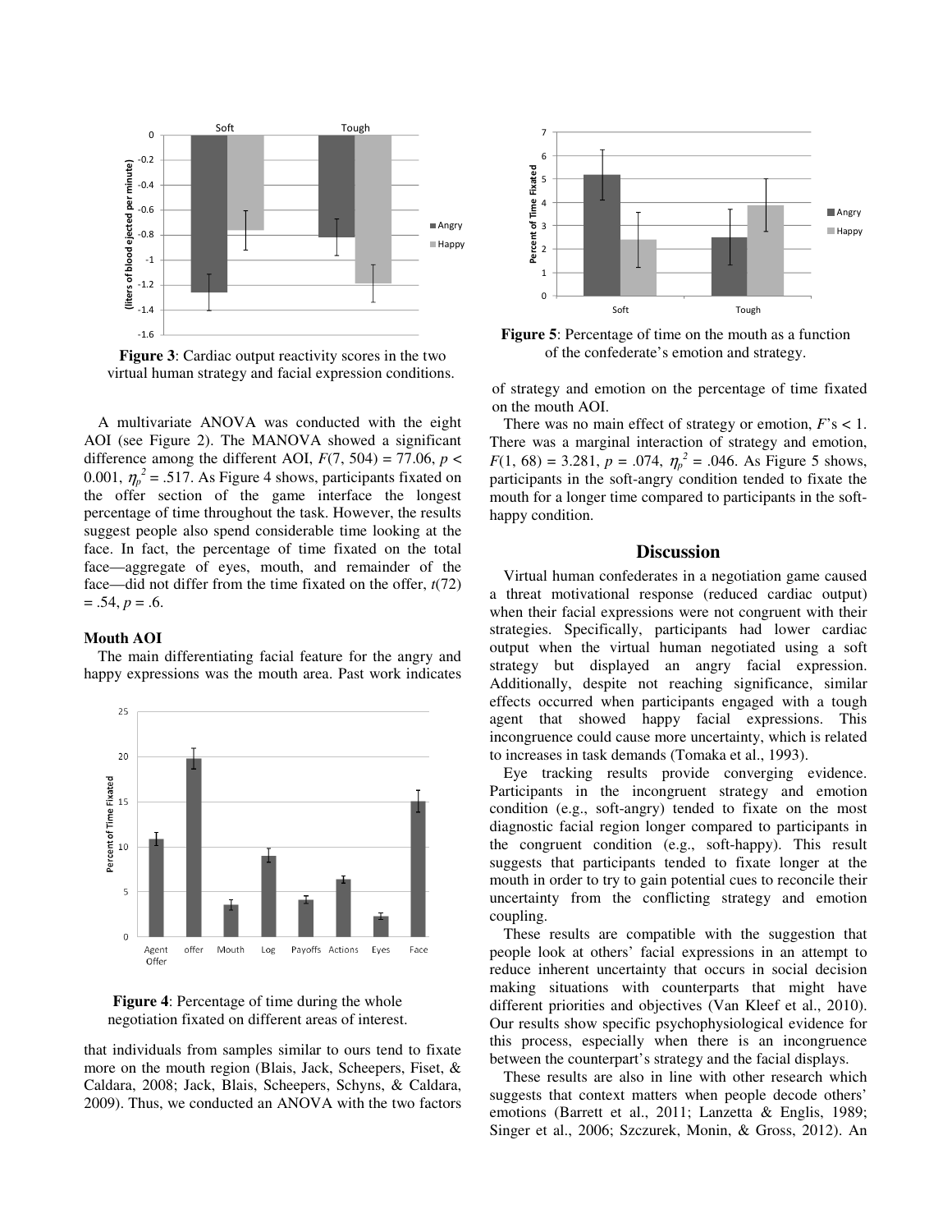**Figure 3**: Cardiac output reactivity scores in the two virtual human strategy and facial expression conditions.

A multivariate ANOVA was conducted with the eight AOI (see Figure 2). The MANOVA showed a significant difference among the different AOI, $F(7, 504) = 77.06$, $p < 0.001$, $\eta_p^2 = .517$. As Figure 4 shows, participants fixated on the offer section of the game interface the longest percentage of time throughout the task. However, the results suggest people also spend considerable time looking at the face. In fact, the percentage of time fixated on the total face—aggregate of eyes, mouth, and remainder of the face—did not differ from the time fixated on the offer, $t(72) = .54$, $p = .6$.

### Mouth AOI

The main differentiating facial feature for the angry and happy expressions was the mouth area. Past work indicates that individuals from samples similar to ours tend to fixate more on the mouth region (Blais, Jack, Scheepers, Fiset, & Caldara, 2008; Jack, Blais, Scheepers, Schyns, & Caldara, 2009). Thus, we conducted an ANOVA with the two factors of strategy and emotion on the percentage of time fixated on the mouth AOI.

**Figure 4**: Percentage of time during the whole negotiation fixated on different areas of interest.

**Figure 5**: Percentage of time on the mouth as a function of the confederate's emotion and strategy.

There was no main effect of strategy or emotion, $F$'s $< 1$. There was a marginal interaction of strategy and emotion, $F(1, 68) = 3.281$, $p = .074$, $\eta_p^2 = .046$. As Figure 5 shows, participants in the soft-angry condition tended to fixate the mouth for a longer time compared to participants in the soft-happy condition.

## Discussion

Virtual human confederates in a negotiation game caused a threat motivational response (reduced cardiac output) when their facial expressions were not congruent with their strategies. Specifically, participants had lower cardiac output when the virtual human negotiated using a soft strategy but displayed an angry facial expression. Additionally, despite not reaching significance, similar effects occurred when participants engaged with a tough agent that showed happy facial expressions. This incongruence could cause more uncertainty, which is related to increases in task demands (Tomaka et al., 1993).

Eye tracking results provide converging evidence. Participants in the incongruent strategy and emotion condition (e.g., soft-angry) tended to fixate on the most diagnostic facial region longer compared to participants in the congruent condition (e.g., soft-happy). This result suggests that participants tended to fixate longer at the mouth in order to try to gain potential cues to reconcile their uncertainty from the conflicting strategy and emotion coupling.

These results are compatible with the suggestion that people look at others' facial expressions in an attempt to reduce inherent uncertainty that occurs in social decision making situations with counterparts that might have different priorities and objectives (Van Kleef et al., 2010). Our results show specific psychophysiological evidence for this process, especially when there is an incongruence between the counterpart's strategy and the facial displays.

These results are also in line with other research which suggests that context matters when people decode others' emotions (Barrett et al., 2011; Lanzetta & Englis, 1989; Singer et al., 2006; Szczurek, Monin, & Gross, 2012). An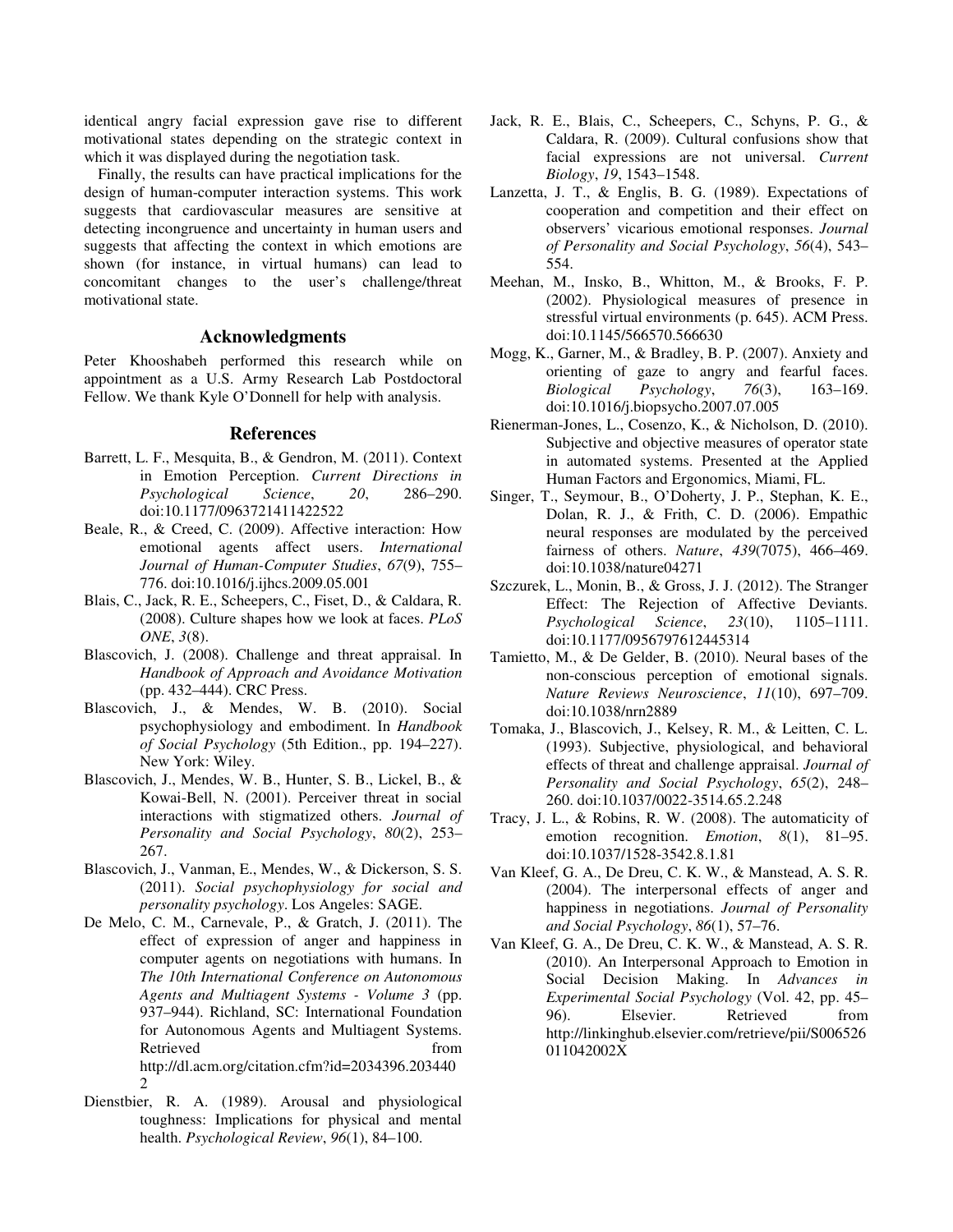identical angry facial expression gave rise to different motivational states depending on the strategic context in which it was displayed during the negotiation task.

Finally, the results can have practical implications for the design of human-computer interaction systems. This work suggests that cardiovascular measures are sensitive at detecting incongruence and uncertainty in human users and suggests that affecting the context in which emotions are shown (for instance, in virtual humans) can lead to concomitant changes to the user's challenge/threat motivational state.

## Acknowledgments

Peter Khooshabeh performed this research while on appointment as a U.S. Army Research Lab Postdoctoral Fellow. We thank Kyle O'Donnell for help with analysis.

## References

Barrett, L. F., Mesquita, B., & Gendron, M. (2011). Context in Emotion Perception. *Current Directions in Psychological Science*, *20*, 286–290. doi:10.1177/0963721411422522

Beale, R., & Creed, C. (2009). Affective interaction: How emotional agents affect users. *International Journal of Human-Computer Studies*, *67*(9), 755–776. doi:10.1016/j.ijhcs.2009.05.001

Blais, C., Jack, R. E., Scheepers, C., Fiset, D., & Caldara, R. (2008). Culture shapes how we look at faces. *PLoS ONE*, *3*(8).

Blascovich, J. (2008). Challenge and threat appraisal. In *Handbook of Approach and Avoidance Motivation* (pp. 432–444). CRC Press.

Blascovich, J., & Mendes, W. B. (2010). Social psychophysiology and embodiment. In *Handbook of Social Psychology* (5th Edition., pp. 194–227). New York: Wiley.

Blascovich, J., Mendes, W. B., Hunter, S. B., Lickel, B., & Kowai-Bell, N. (2001). Perceiver threat in social interactions with stigmatized others. *Journal of Personality and Social Psychology*, *80*(2), 253–267.

Blascovich, J., Vanman, E., Mendes, W., & Dickerson, S. S. (2011). *Social psychophysiology for social and personality psychology*. Los Angeles: SAGE.

De Melo, C. M., Carnevale, P., & Gratch, J. (2011). The effect of expression of anger and happiness in computer agents on negotiations with humans. In *The 10th International Conference on Autonomous Agents and Multiagent Systems - Volume 3* (pp. 937–944). Richland, SC: International Foundation for Autonomous Agents and Multiagent Systems. Retrieved from http://dl.acm.org/citation.cfm?id=2034396.2034402

Dienstbier, R. A. (1989). Arousal and physiological toughness: Implications for physical and mental health. *Psychological Review*, *96*(1), 84–100.

Jack, R. E., Blais, C., Scheepers, C., Schyns, P. G., & Caldara, R. (2009). Cultural confusions show that facial expressions are not universal. *Current Biology*, *19*, 1543–1548.

Lanzetta, J. T., & Englis, B. G. (1989). Expectations of cooperation and competition and their effect on observers' vicarious emotional responses. *Journal of Personality and Social Psychology*, *56*(4), 543–554.

Meehan, M., Insko, B., Whitton, M., & Brooks, F. P. (2002). Physiological measures of presence in stressful virtual environments (p. 645). ACM Press. doi:10.1145/566570.566630

Mogg, K., Garner, M., & Bradley, B. P. (2007). Anxiety and orienting of gaze to angry and fearful faces. *Biological Psychology*, *76*(3), 163–169. doi:10.1016/j.biopsycho.2007.07.005

Rienerman-Jones, L., Cosenzo, K., & Nicholson, D. (2010). Subjective and objective measures of operator state in automated systems. Presented at the Applied Human Factors and Ergonomics, Miami, FL.

Singer, T., Seymour, B., O'Doherty, J. P., Stephan, K. E., Dolan, R. J., & Frith, C. D. (2006). Empathic neural responses are modulated by the perceived fairness of others. *Nature*, *439*(7075), 466–469. doi:10.1038/nature04271

Szczurek, L., Monin, B., & Gross, J. J. (2012). The Stranger Effect: The Rejection of Affective Deviants. *Psychological Science*, *23*(10), 1105–1111. doi:10.1177/0956797612445314

Tamietto, M., & De Gelder, B. (2010). Neural bases of the non-conscious perception of emotional signals. *Nature Reviews Neuroscience*, *11*(10), 697–709. doi:10.1038/nrn2889

Tomaka, J., Blascovich, J., Kelsey, R. M., & Leitten, C. L. (1993). Subjective, physiological, and behavioral effects of threat and challenge appraisal. *Journal of Personality and Social Psychology*, *65*(2), 248–260. doi:10.1037/0022-3514.65.2.248

Tracy, J. L., & Robins, R. W. (2008). The automaticity of emotion recognition. *Emotion*, *8*(1), 81–95. doi:10.1037/1528-3542.8.1.81

Van Kleef, G. A., De Dreu, C. K. W., & Manstead, A. S. R. (2004). The interpersonal effects of anger and happiness in negotiations. *Journal of Personality and Social Psychology*, *86*(1), 57–76.

Van Kleef, G. A., De Dreu, C. K. W., & Manstead, A. S. R. (2010). An Interpersonal Approach to Emotion in Social Decision Making. In *Advances in Experimental Social Psychology* (Vol. 42, pp. 45–96). Elsevier. Retrieved from http://linkinghub.elsevier.com/retrieve/pii/S006526011042002X